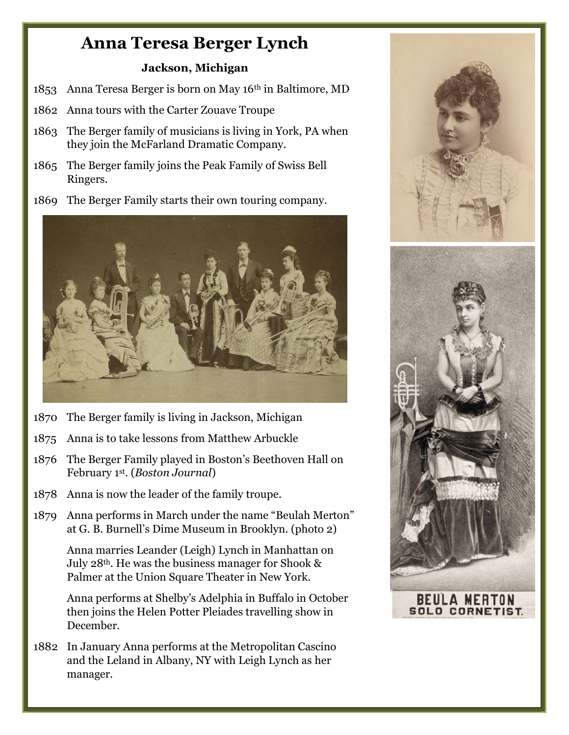# Anna Teresa Berger Lynch

**Jackson, Michigan**

1853 Anna Teresa Berger is born on May 16th in Baltimore, MD

1862 Anna tours with the Carter Zouave Troupe

1863 The Berger family of musicians is living in York, PA when they join the McFarland Dramatic Company.

1865 The Berger family joins the Peak Family of Swiss Bell Ringers.

1869 The Berger Family starts their own touring company.

1870 The Berger family is living in Jackson, Michigan

1875 Anna is to take lessons from Matthew Arbuckle

1876 The Berger Family played in Boston's Beethoven Hall on February 1st. (*Boston Journal*)

1878 Anna is now the leader of the family troupe.

1879 Anna performs in March under the name "Beulah Merton" at G. B. Burnell's Dime Museum in Brooklyn. (photo 2)

Anna marries Leander (Leigh) Lynch in Manhattan on July 28th. He was the business manager for Shook & Palmer at the Union Square Theater in New York.

Anna performs at Shelby's Adelphia in Buffalo in October then joins the Helen Potter Pleiades travelling show in December.

1882 In January Anna performs at the Metropolitan Cascino and the Leland in Albany, NY with Leigh Lynch as her manager.

BEULA MERTON
SOLO CORNETIST.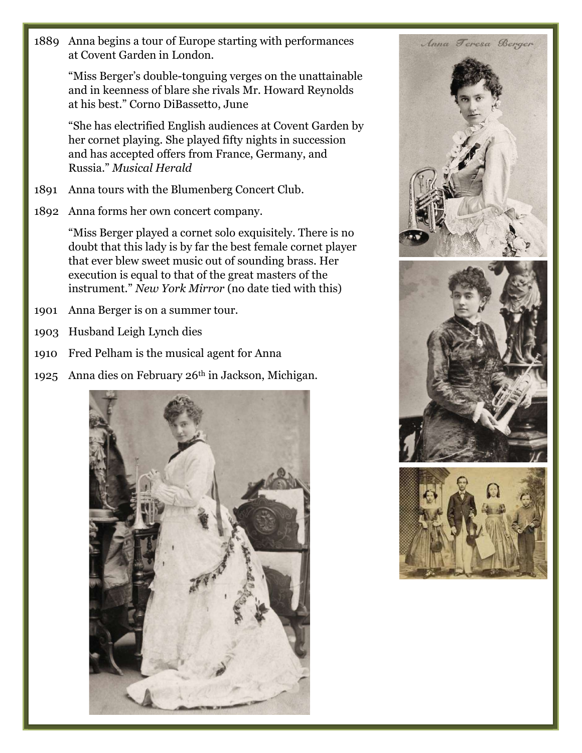1889 Anna begins a tour of Europe starting with performances at Covent Garden in London.

"Miss Berger's double-tonguing verges on the unattainable and in keenness of blare she rivals Mr. Howard Reynolds at his best." Corno DiBassetto, June

"She has electrified English audiences at Covent Garden by her cornet playing. She played fifty nights in succession and has accepted offers from France, Germany, and Russia." *Musical Herald*

1891 Anna tours with the Blumenberg Concert Club.

1892 Anna forms her own concert company.

"Miss Berger played a cornet solo exquisitely. There is no doubt that this lady is by far the best female cornet player that ever blew sweet music out of sounding brass. Her execution is equal to that of the great masters of the instrument." *New York Mirror* (no date tied with this)

1901 Anna Berger is on a summer tour.

1903 Husband Leigh Lynch dies

1910 Fred Pelham is the musical agent for Anna

1925 Anna dies on February 26th in Jackson, Michigan.

Anna Teresa Berger